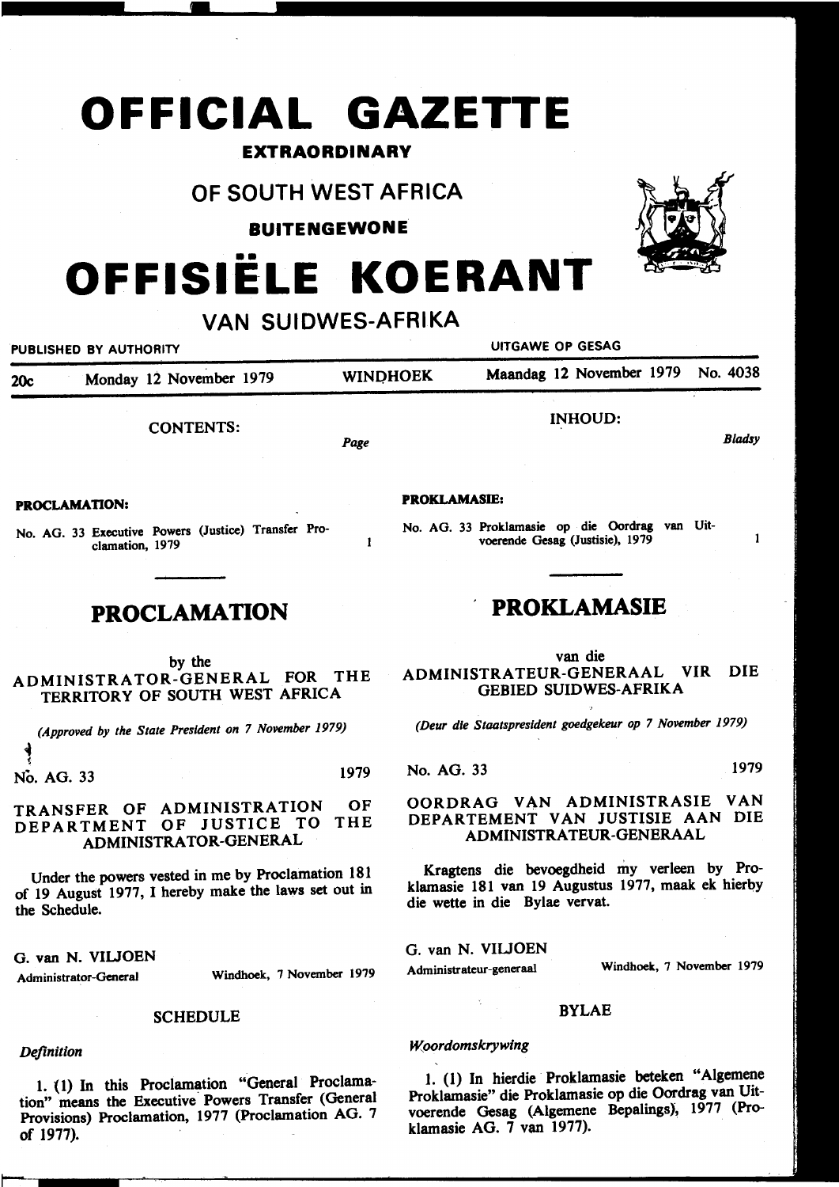# OFFICIAL GAZETTE

**EXTRAORDINARY**

## OF SOUTH WEST AFRICA

**BUITENGEWONE**

# OFFISIËLE KOERANT

## VAN SUIDWES-AFRIKA

PUBLISHED BY AUTHORITY — UITGAWE OP GESAG

20c — Monday 12 November 1979 — WINDHOEK — Maandag 12 November 1979 — No. 4038

CONTENTS: *Page*

**PROCLAMATION:**

No. AG. 33 Executive Powers (Justice) Transfer Proclamation, 1979 — 1

## PROCLAMATION

by the

ADMINISTRATOR-GENERAL FOR THE TERRITORY OF SOUTH WEST AFRICA

*(Approved by the State President on 7 November 1979)*

No. AG. 33 — 1979

### TRANSFER OF ADMINISTRATION OF DEPARTMENT OF JUSTICE TO THE ADMINISTRATOR-GENERAL

Under the powers vested in me by Proclamation 181 of 19 August 1977, I hereby make the laws set out in the Schedule.

G. van N. VILJOEN
Administrator-General — Windhoek, 7 November 1979

### SCHEDULE

*Definition*

1. (1) In this Proclamation "General Proclamation" means the Executive Powers Transfer (General Provisions) Proclamation, 1977 (Proclamation AG. 7 of 1977).

INHOUD: *Bladsy*

**PROKLAMASIE:**

No. AG. 33 Proklamasie op die Oordrag van Uitvoerende Gesag (Justisie), 1979 — 1

## PROKLAMASIE

van die

ADMINISTRATEUR-GENERAAL VIR DIE GEBIED SUIDWES-AFRIKA

*(Deur die Staatspresident goedgekeur op 7 November 1979)*

No. AG. 33 — 1979

### OORDRAG VAN ADMINISTRASIE VAN DEPARTEMENT VAN JUSTISIE AAN DIE ADMINISTRATEUR-GENERAAL

Kragtens die bevoegdheid my verleen by Proklamasie 181 van 19 Augustus 1977, maak ek hierby die wette in die Bylae vervat.

G. van N. VILJOEN
Administrateur-generaal — Windhoek, 7 November 1979

### BYLAE

*Woordomskrywing*

1. (1) In hierdie Proklamasie beteken "Algemene Proklamasie" die Proklamasie op die Oordrag van Uitvoerende Gesag (Algemene Bepalings), 1977 (Proklamasie AG. 7 van 1977).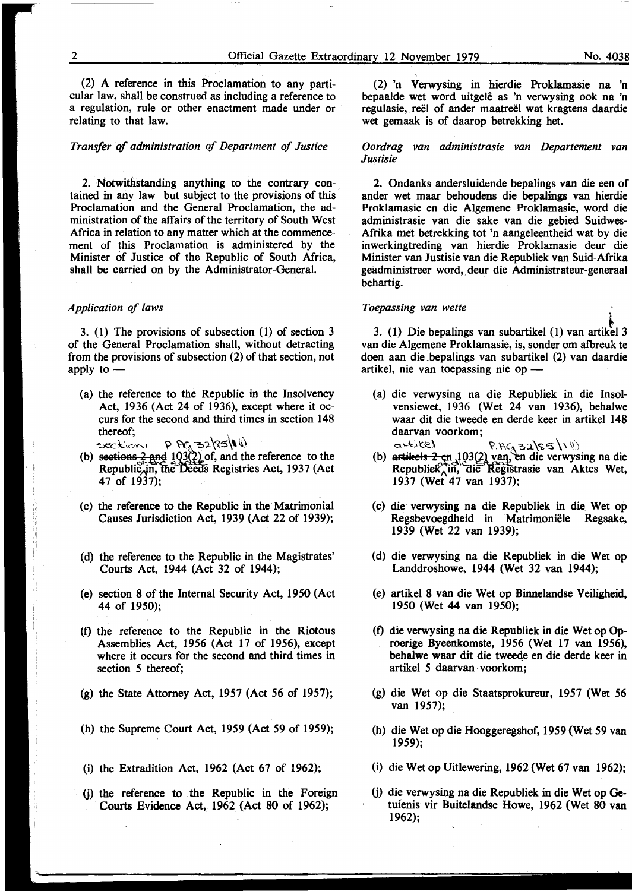(2) A reference in this Proclamation to any particular law, shall be construed as including a reference to a regulation, rule or other enactment made under or relating to that law.

*Transfer of administration of Department of Justice*

2. Notwithstanding anything to the contrary contained in any law but subject to the provisions of this Proclamation and the General Proclamation, the administration of the affairs of the territory of South West Africa in relation to any matter which at the commencement of this Proclamation is administered by the Minister of Justice of the Republic of South Africa, shall be carried on by the Administrator-General.

*Application of laws*

3. (1) The provisions of subsection (1) of section 3 of the General Proclamation shall, without detracting from the provisions of subsection (2) of that section, not apply to —

(a) the reference to the Republic in the Insolvency Act, 1936 (Act 24 of 1936), except where it occurs for the second and third times in section 148 thereof;

(b) ~~sections 2 and~~ section 103(2) of, and the reference to the Republic in, the Deeds Registries Act, 1937 (Act 47 of 1937);

(c) the reference to the Republic in the Matrimonial Causes Jurisdiction Act, 1939 (Act 22 of 1939);

(d) the reference to the Republic in the Magistrates' Courts Act, 1944 (Act 32 of 1944);

(e) section 8 of the Internal Security Act, 1950 (Act 44 of 1950);

(f) the reference to the Republic in the Riotous Assemblies Act, 1956 (Act 17 of 1956), except where it occurs for the second and third times in section 5 thereof;

(g) the State Attorney Act, 1957 (Act 56 of 1957);

(h) the Supreme Court Act, 1959 (Act 59 of 1959);

(i) the Extradition Act, 1962 (Act 67 of 1962);

(j) the reference to the Republic in the Foreign Courts Evidence Act, 1962 (Act 80 of 1962);

(2) 'n Verwysing in hierdie Proklamasie na 'n bepaalde wet word uitgelê as 'n verwysing ook na 'n regulasie, reël of ander maatreël wat kragtens daardie wet gemaak is of daarop betrekking het.

*Oordrag van administrasie van Departement van Justisie*

2. Ondanks andersluidende bepalings van die een of ander wet maar behoudens die bepalings van hierdie Proklamasie en die Algemene Proklamasie, word die administrasie van die sake van die gebied Suidwes-Afrika met betrekking tot 'n aangeleentheid wat by die inwerkingtreding van hierdie Proklamasie deur die Minister van Justisie van die Republiek van Suid-Afrika geadministreer word, deur die Administrateur-generaal behartig.

*Toepassing van wette*

3. (1) Die bepalings van subartikel (1) van artikel 3 van die Algemene Proklamasie, is, sonder om afbreuk te doen aan die bepalings van subartikel (2) van daardie artikel, nie van toepassing nie op —

(a) die verwysing na die Republiek in die Insolvensiewet, 1936 (Wet 24 van 1936), behalwe waar dit die tweede en derde keer in artikel 148 daarvan voorkom;

(b) ~~artikels 2 en~~ artikel 103(2) van, en die verwysing na die Republiek in, die Registrasie van Aktes Wet, 1937 (Wet 47 van 1937);

(c) die verwysing na die Republiek in die Wet op Regsbevoegdheid in Matrimoniële Regsake, 1939 (Wet 22 van 1939);

(d) die verwysing na die Republiek in die Wet op Landdroshowe, 1944 (Wet 32 van 1944);

(e) artikel 8 van die Wet op Binnelandse Veiligheid, 1950 (Wet 44 van 1950);

(f) die verwysing na die Republiek in die Wet op Oproerige Byeenkomste, 1956 (Wet 17 van 1956), behalwe waar dit die tweede en die derde keer in artikel 5 daarvan voorkom;

(g) die Wet op die Staatsprokureur, 1957 (Wet 56 van 1957);

(h) die Wet op die Hooggeregshof, 1959 (Wet 59 van 1959);

(i) die Wet op Uitlewering, 1962 (Wet 67 van 1962);

(j) die verwysing na die Republiek in die Wet op Getuienis vir Buitelandse Howe, 1962 (Wet 80 van 1962);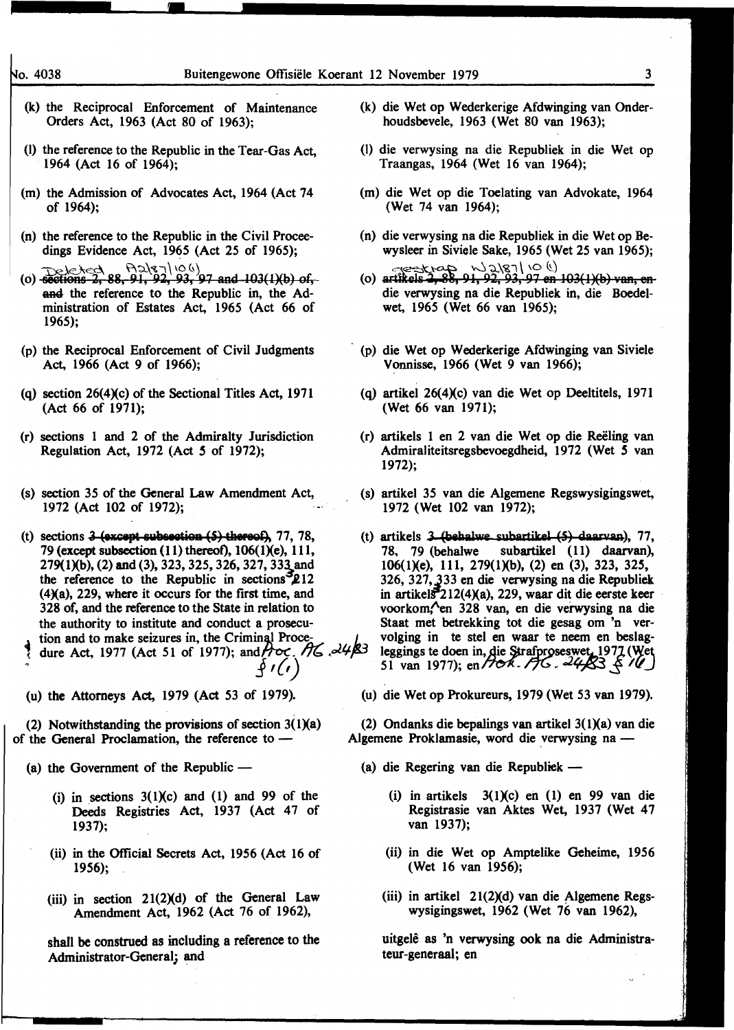(k) the Reciprocal Enforcement of Maintenance Orders Act, 1963 (Act 80 of 1963);

(l) the reference to the Republic in the Tear-Gas Act, 1964 (Act 16 of 1964);

(m) the Admission of Advocates Act, 1964 (Act 74 of 1964);

(n) the reference to the Republic in the Civil Proceedings Evidence Act, 1965 (Act 25 of 1965);

(o) Deleted A2/87 10(i) ~~sections 2, 88, 91, 92, 93, 97 and 103(1)(b) of, and~~ the reference to the Republic in, the Administration of Estates Act, 1965 (Act 66 of 1965);

(p) the Reciprocal Enforcement of Civil Judgments Act, 1966 (Act 9 of 1966);

(q) section 26(4)(c) of the Sectional Titles Act, 1971 (Act 66 of 1971);

(r) sections 1 and 2 of the Admiralty Jurisdiction Regulation Act, 1972 (Act 5 of 1972);

(s) section 35 of the General Law Amendment Act, 1972 (Act 102 of 1972);

(t) sections ~~3 (except subsection (5) thereof),~~ 77, 78, 79 (except subsection (11) thereof), 106(1)(e), 111, 279(1)(b), (2) and (3), 323, 325, 326, 327, 333 and the reference to the Republic in sections 212 (4)(a), 229, where it occurs for the first time, and 328 of, and the reference to the State in relation to the authority to institute and conduct a prosecution and to make seizures in, the Criminal Procedure Act, 1977 (Act 51 of 1977); and Proc. AG 24/83 § 1(i)

(u) the Attorneys Act, 1979 (Act 53 of 1979).

(2) Notwithstanding the provisions of section 3(1)(a) of the General Proclamation, the reference to —

(a) the Government of the Republic —

(i) in sections 3(1)(c) and (1) and 99 of the Deeds Registries Act, 1937 (Act 47 of 1937);

(ii) in the Official Secrets Act, 1956 (Act 16 of 1956);

(iii) in section 21(2)(d) of the General Law Amendment Act, 1962 (Act 76 of 1962),

shall be construed as including a reference to the Administrator-General; and

(k) die Wet op Wederkerige Afdwinging van Onderhoudsbevele, 1963 (Wet 80 van 1963);

(l) die verwysing na die Republiek in die Wet op Traangas, 1964 (Wet 16 van 1964);

(m) die Wet op die Toelating van Advokate, 1964 (Wet 74 van 1964);

(n) die verwysing na die Republiek in die Wet op Bewysleer in Siviele Sake, 1965 (Wet 25 van 1965);

(o) Geskrap W2/87 10(i) ~~artikels 2, 88, 91, 92, 93, 97 en 103(1)(b) van, en~~ die verwysing na die Republiek in, die Boedelwet, 1965 (Wet 66 van 1965);

(p) die Wet op Wederkerige Afdwinging van Siviele Vonnisse, 1966 (Wet 9 van 1966);

(q) artikel 26(4)(c) van die Wet op Deeltitels, 1971 (Wet 66 van 1971);

(r) artikels 1 en 2 van die Wet op die Reëling van Admiraliteitsregsbevoegdheid, 1972 (Wet 5 van 1972);

(s) artikel 35 van die Algemene Regswysigingswet, 1972 (Wet 102 van 1972);

(t) artikels ~~3 (behalwe subartikel (5) daarvan),~~ 77, 78, 79 (behalwe subartikel (11) daarvan), 106(1)(e), 111, 279(1)(b), (2) en (3), 323, 325, 326, 327, 333 en die verwysing na die Republiek in artikels 212(4)(a), 229, waar dit die eerste keer voorkom, en 328 van, en die verwysing na die Staat met betrekking tot die gesag om 'n vervolging in te stel en waar te neem en beslagleggings te doen in, die Strafproseswet, 1977 (Wet 51 van 1977); en Prok. AG. 24/83 § 1(i)

(u) die Wet op Prokureurs, 1979 (Wet 53 van 1979).

(2) Ondanks die bepalings van artikel 3(1)(a) van die Algemene Proklamasie, word die verwysing na —

(a) die Regering van die Republiek —

(i) in artikels 3(1)(c) en (1) en 99 van die Registrasie van Aktes Wet, 1937 (Wet 47 van 1937);

(ii) in die Wet op Amptelike Geheime, 1956 (Wet 16 van 1956);

(iii) in artikel 21(2)(d) van die Algemene Regswysigingswet, 1962 (Wet 76 van 1962),

uitgelê as 'n verwysing ook na die Administrateur-generaal; en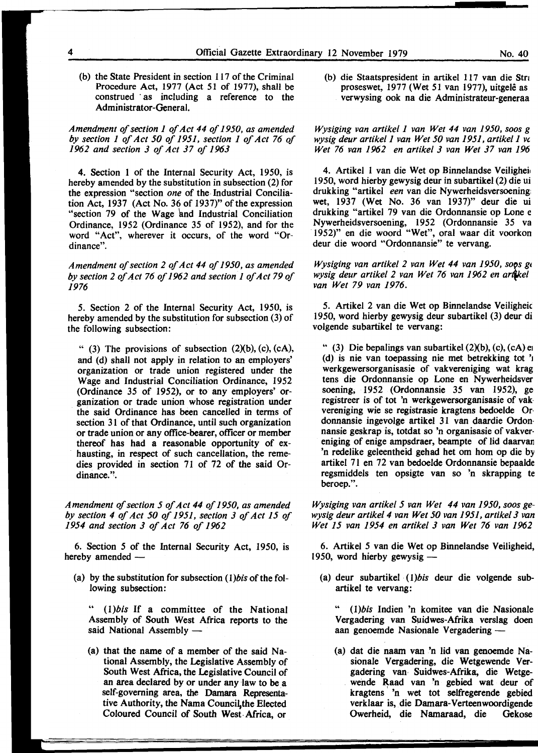(b) the State President in section 117 of the Criminal Procedure Act, 1977 (Act 51 of 1977), shall be construed as including a reference to the Administrator-General.

*Amendment of section 1 of Act 44 of 1950, as amended by section 1 of Act 50 of 1951, section 1 of Act 76 of 1962 and section 3 of Act 37 of 1963*

4. Section 1 of the Internal Security Act, 1950, is hereby amended by the substitution in subsection (2) for the expression "section *one* of the Industrial Conciliation Act, 1937 (Act No. 36 of 1937)" of the expression "section 79 of the Wage and Industrial Conciliation Ordinance, 1952 (Ordinance 35 of 1952), and for the word "Act", wherever it occurs, of the word "Ordinance".

*Amendment of section 2 of Act 44 of 1950, as amended by section 2 of Act 76 of 1962 and section 1 of Act 79 of 1976*

5. Section 2 of the Internal Security Act, 1950, is hereby amended by the substitution for subsection (3) of the following subsection:

" (3) The provisions of subsection (2)(b), (c), (cA), and (d) shall not apply in relation to an employers' organization or trade union registered under the Wage and Industrial Conciliation Ordinance, 1952 (Ordinance 35 of 1952), or to any employers' organization or trade union whose registration under the said Ordinance has been cancelled in terms of section 31 of that Ordinance, until such organization or trade union or any office-bearer, officer or member thereof has had a reasonable opportunity of exhausting, in respect of such cancellation, the remedies provided in section 71 of 72 of the said Ordinance.".

*Amendment of section 5 of Act 44 of 1950, as amended by section 4 of Act 50 of 1951, section 3 of Act 15 of 1954 and section 3 of Act 76 of 1962*

6. Section 5 of the Internal Security Act, 1950, is hereby amended —

(a) by the substitution for subsection (*1*)*bis* of the following subsection:

" (*1*)*bis* If a committee of the National Assembly of South West Africa reports to the said National Assembly —

(a) that the name of a member of the said National Assembly, the Legislative Assembly of South West Africa, the Legislative Council of an area declared by or under any law to be a self-governing area, the Damara Representative Authority, the Nama Council, the Elected Coloured Council of South West Africa, or

(b) die Staatspresident in artikel 117 van die Strafproseswet, 1977 (Wet 51 van 1977), uitgelê as verwysing ook na die Administrateur-generaal.

*Wysiging van artikel 1 van Wet 44 van 1950, soos gewysig deur artikel 1 van Wet 50 van 1951, artikel 1 van Wet 76 van 1962 en artikel 3 van Wet 37 van 1963*

4. Artikel 1 van die Wet op Binnelandse Veiligheid, 1950, word hierby gewysig deur in subartikel (2) die uitdrukking "artikel *een* van die Nywerheidsversoeningswet, 1937 (Wet No. 36 van 1937)" deur die uitdrukking "artikel 79 van die Ordonnansie op Lone en Nywerheidsversoening, 1952 (Ordonnansie 35 van 1952)" en die woord "Wet", oral waar dit voorkom deur die woord "Ordonnansie" te vervang.

*Wysiging van artikel 2 van Wet 44 van 1950, soos gewysig deur artikel 2 van Wet 76 van 1962 en artikel 1 van Wet 79 van 1976.*

5. Artikel 2 van die Wet op Binnelandse Veiligheid, 1950, word hierby gewysig deur subartikel (3) deur die volgende subartikel te vervang:

" (3) Die bepalings van subartikel (2)(b), (c), (cA) en (d) is nie van toepassing nie met betrekking tot 'n werkgewersorganisasie of vakvereniging wat kragtens die Ordonnansie op Lone en Nywerheidsversoening, 1952 (Ordonnansie 35 van 1952), geregistreer is of tot 'n werkgewersorganisasie of vakvereniging wie se registrasie kragtens bedoelde Ordonnansie ingevolge artikel 31 van daardie Ordonnansie geskrap is, totdat so 'n organisasie of vakvereniging of enige ampsdraer, beampte of lid daarvan 'n redelike geleentheid gehad het om hom op die by artikel 71 en 72 van bedoelde Ordonnansie bepaalde regsmiddels ten opsigte van so 'n skrapping te beroep.".

*Wysiging van artikel 5 van Wet 44 van 1950, soos gewysig deur artikel 4 van Wet 50 van 1951, artikel 3 van Wet 15 van 1954 en artikel 3 van Wet 76 van 1962*

6. Artikel 5 van die Wet op Binnelandse Veiligheid, 1950, word hierby gewysig —

(a) deur subartikel (*1*)*bis* deur die volgende subartikel te vervang:

" (*1*)*bis* Indien 'n komitee van die Nasionale Vergadering van Suidwes-Afrika verslag doen aan genoemde Nasionale Vergadering —

(a) dat die naam van 'n lid van genoemde Nasionale Vergadering, die Wetgewende Vergadering van Suidwes-Afrika, die Wetgewende Raad van 'n gebied wat deur of kragtens 'n wet tot selfregerende gebied verklaar is, die Damara-Verteenwoordigende Owerheid, die Namaraad, die Gekose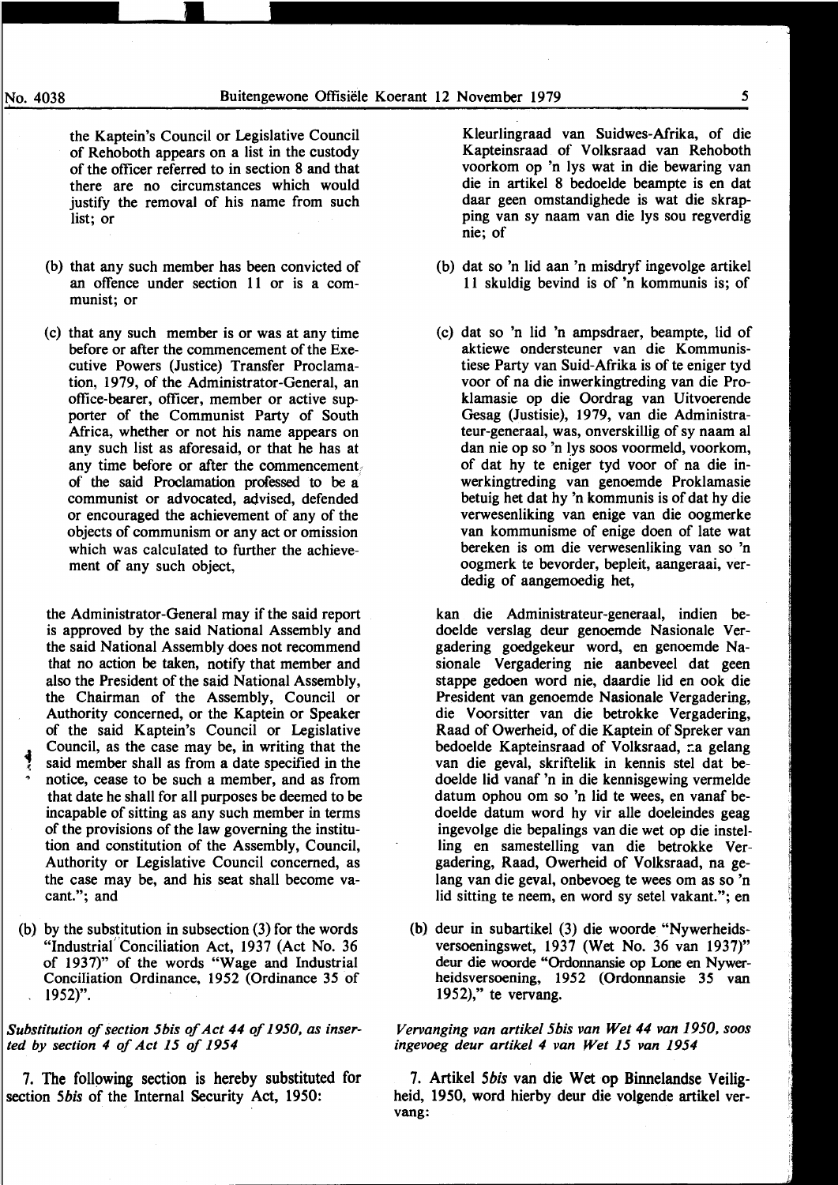the Kaptein's Council or Legislative Council of Rehoboth appears on a list in the custody of the officer referred to in section 8 and that there are no circumstances which would justify the removal of his name from such list; or

(b) that any such member has been convicted of an offence under section 11 or is a communist; or

(c) that any such member is or was at any time before or after the commencement of the Executive Powers (Justice) Transfer Proclamation, 1979, of the Administrator-General, an office-bearer, officer, member or active supporter of the Communist Party of South Africa, whether or not his name appears on any such list as aforesaid, or that he has at any time before or after the commencement of the said Proclamation professed to be a communist or advocated, advised, defended or encouraged the achievement of any of the objects of communism or any act or omission which was calculated to further the achievement of any such object,

the Administrator-General may if the said report is approved by the said National Assembly and the said National Assembly does not recommend that no action be taken, notify that member and also the President of the said National Assembly, the Chairman of the Assembly, Council or Authority concerned, or the Kaptein or Speaker of the said Kaptein's Council or Legislative Council, as the case may be, in writing that the said member shall as from a date specified in the notice, cease to be such a member, and as from that date he shall for all purposes be deemed to be incapable of sitting as any such member in terms of the provisions of the law governing the institution and constitution of the Assembly, Council, Authority or Legislative Council concerned, as the case may be, and his seat shall become vacant."; and

(b) by the substitution in subsection (3) for the words "Industrial Conciliation Act, 1937 (Act No. 36 of 1937)" of the words "Wage and Industrial Conciliation Ordinance, 1952 (Ordinance 35 of 1952)".

*Substitution of section 5bis of Act 44 of 1950, as inserted by section 4 of Act 15 of 1954*

7. The following section is hereby substituted for section 5*bis* of the Internal Security Act, 1950:

Kleurlingraad van Suidwes-Afrika, of die Kapteinsraad of Volksraad van Rehoboth voorkom op 'n lys wat in die bewaring van die in artikel 8 bedoelde beampte is en dat daar geen omstandighede is wat die skrapping van sy naam van die lys sou regverdig nie; of

(b) dat so 'n lid aan 'n misdryf ingevolge artikel 11 skuldig bevind is of 'n kommunis is; of

(c) dat so 'n lid 'n ampsdraer, beampte, lid of aktiewe ondersteuner van die Kommunistiese Party van Suid-Afrika is of te eniger tyd voor of na die inwerkingtreding van die Proklamasie op die Oordrag van Uitvoerende Gesag (Justisie), 1979, van die Administrateur-generaal, was, onverskillig of sy naam al dan nie op so 'n lys soos voormeld, voorkom, of dat hy te eniger tyd voor of na die inwerkingtreding van genoemde Proklamasie betuig het dat hy 'n kommunis is of dat hy die verwesenliking van enige van die oogmerke van kommunisme of enige doen of late wat bereken is om die verwesenliking van so 'n oogmerk te bevorder, bepleit, aangeraai, verdedig of aangemoedig het,

kan die Administrateur-generaal, indien bedoelde verslag deur genoemde Nasionale Vergadering goedgekeur word, en genoemde Nasionale Vergadering nie aanbeveel dat geen stappe gedoen word nie, daardie lid en ook die President van genoemde Nasionale Vergadering, die Voorsitter van die betrokke Vergadering, Raad of Owerheid, of die Kaptein of Speker van bedoelde Kapteinsraad of Volksraad, na gelang van die geval, skriftelik in kennis stel dat bedoelde lid vanaf 'n in die kennisgewing vermelde datum ophou om so 'n lid te wees, en vanaf bedoelde datum word hy vir alle doeleindes geag ingevolge die bepalings van die wet op die instelling en samestelling van die betrokke Vergadering, Raad, Owerheid of Volksraad, na gelang van die geval, onbevoeg te wees om as so 'n lid sitting te neem, en word sy setel vakant."; en

(b) deur in subartikel (3) die woorde "Nywerheidsversoeningswet, 1937 (Wet No. 36 van 1937)" deur die woorde "Ordonnansie op Lone en Nywerheidsversoening, 1952 (Ordonnansie 35 van 1952)," te vervang.

*Vervanging van artikel 5bis van Wet 44 van 1950, soos ingevoeg deur artikel 4 van Wet 15 van 1954*

7. Artikel 5*bis* van die Wet op Binnelandse Veiligheid, 1950, word hierby deur die volgende artikel vervang: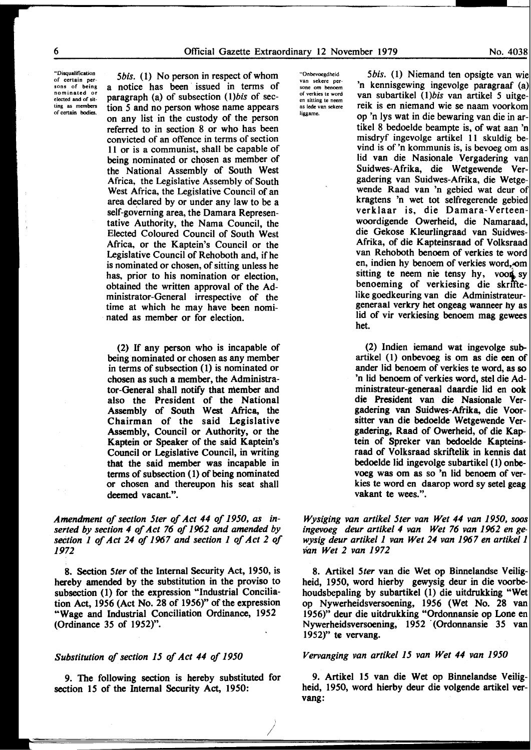"Disqualification of certain persons of being nominated or elected and of sitting as members of certain bodies.

*5bis.* (1) No person in respect of whom a notice has been issued in terms of paragraph (a) of subsection (1)*bis* of section 5 and no person whose name appears on any list in the custody of the person referred to in section 8 or who has been convicted of an offence in terms of section 11 or is a communist, shall be capable of being nominated or chosen as member of the National Assembly of South West Africa, the Legislative Assembly of South West Africa, the Legislative Council of an area declared by or under any law to be a self-governing area, the Damara Representative Authority, the Nama Council, the Elected Coloured Council of South West Africa, or the Kaptein's Council or the Legislative Council of Rehoboth and, if he is nominated or chosen, of sitting unless he has, prior to his nomination or election, obtained the written approval of the Administrator-General irrespective of the time at which he may have been nominated as member or for election.

(2) If any person who is incapable of being nominated or chosen as any member in terms of subsection (1) is nominated or chosen as such a member, the Administrator-General shall notify that member and also the President of the National Assembly of South West Africa, the Chairman of the said Legislative Assembly, Council or Authority, or the Kaptein or Speaker of the said Kaptein's Council or Legislative Council, in writing that the said member was incapable in terms of subsection (1) of being nominated or chosen and thereupon his seat shall deemed vacant.".

*Amendment of section 5ter of Act 44 of 1950, as inserted by section 4 of Act 76 of 1962 and amended by section 1 of Act 24 of 1967 and section 1 of Act 2 of 1972*

8. Section 5*ter* of the Internal Security Act, 1950, is hereby amended by the substitution in the proviso to subsection (1) for the expression "Industrial Conciliation Act, 1956 (Act No. 28 of 1956)" of the expression "Wage and Industrial Conciliation Ordinance, 1952 (Ordinance 35 of 1952)".

*Substitution of section 15 of Act 44 of 1950*

9. The following section is hereby substituted for section 15 of the Internal Security Act, 1950:

"Onbevoegdheid van sekere persone om benoem of verkies te word en sitting te neem as lede van sekere liggame.

*5bis.* (1) Niemand ten opsigte van wie 'n kennisgewing ingevolge paragraaf (a) van subartikel (1)*bis* van artikel 5 uitgereik is en niemand wie se naam voorkom op 'n lys wat in die bewaring van die in artikel 8 bedoelde beampte is, of wat aan 'n misdryf ingevolge artikel 11 skuldig bevind is of 'n kommunis is, is bevoeg om as lid van die Nasionale Vergadering van Suidwes-Afrika, die Wetgewende Vergadering van Suidwes-Afrika, die Wetgewende Raad van 'n gebied wat deur of kragtens 'n wet tot selfregerende gebied verklaar is, die Damara-Verteenwoordigende Owerheid, die Namaraad, die Gekose Kleurlingraad van Suidwes-Afrika, of die Kapteinsraad of Volksraad van Rehoboth benoem of verkies te word en, indien hy benoem of verkies word, om sitting te neem nie tensy hy, voor sy benoeming of verkiesing die skriftelike goedkeuring van die Administrateur-generaal verkry het ongeag wanneer hy as lid of vir verkiesing benoem mag gewees het.

(2) Indien iemand wat ingevolge subartikel (1) onbevoeg is om as die een of ander lid benoem of verkies te word, as so 'n lid benoem of verkies word, stel die Administrateur-generaal daardie lid en ook die President van die Nasionale Vergadering van Suidwes-Afrika, die Voorsitter van die bedoelde Wetgewende Vergadering, Raad of Owerheid, of die Kaptein of Spreker van bedoelde Kapteinsraad of Volksraad skriftelik in kennis dat bedoelde lid ingevolge subartikel (1) onbevoeg was om as so 'n lid benoem of verkies te word en daarop word sy setel geag vakant te wees.".

*Wysiging van artikel 5ter van Wet 44 van 1950, soos ingevoeg deur artikel 4 van Wet 76 van 1962 en gewysig deur artikel 1 van Wet 24 van 1967 en artikel 1 van Wet 2 van 1972*

8. Artikel 5*ter* van die Wet op Binnelandse Veiligheid, 1950, word hierby gewysig deur in die voorbehoudsbepaling by subartikel (1) die uitdrukking "Wet op Nywerheidsversoening, 1956 (Wet No. 28 van 1956)" deur die uitdrukking "Ordonnansie op Lone en Nywerheidsversoening, 1952 (Ordonnansie 35 van 1952)" te vervang.

*Vervanging van artikel 15 van Wet 44 van 1950*

9. Artikel 15 van die Wet op Binnelandse Veiligheid, 1950, word hierby deur die volgende artikel vervang: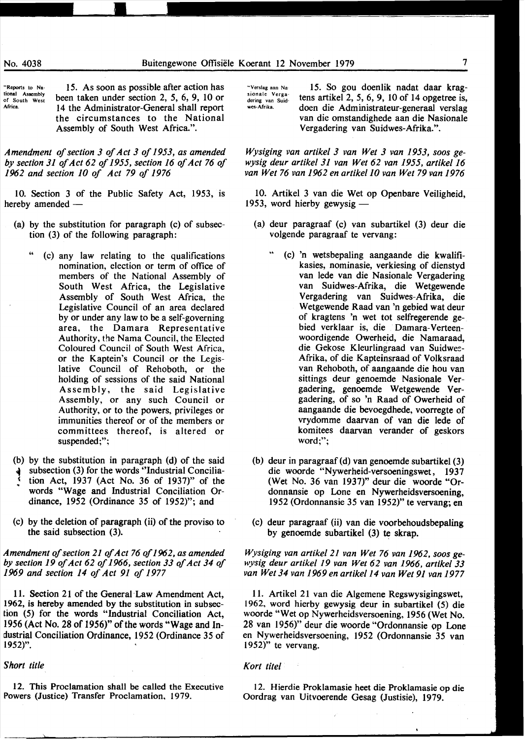"Reports to National Assembly of South West Africa.

15. As soon as possible after action has been taken under section 2, 5, 6, 9, 10 or 14 the Administrator-General shall report the circumstances to the National Assembly of South West Africa.".

*Amendment of section 3 of Act 3 of 1953, as amended by section 31 of Act 62 of 1955, section 16 of Act 76 of 1962 and section 10 of Act 79 of 1976*

10. Section 3 of the Public Safety Act, 1953, is hereby amended —

(a) by the substitution for paragraph (c) of subsection (3) of the following paragraph:

" (c) any law relating to the qualifications nomination, election or term of office of members of the National Assembly of South West Africa, the Legislative Assembly of South West Africa, the Legislative Council of an area declared by or under any law to be a self-governing area, the Damara Representative Authority, the Nama Council, the Elected Coloured Council of South West Africa, or the Kaptein's Council or the Legislative Council of Rehoboth, or the holding of sessions of the said National Assembly, the said Legislative Assembly, or any such Council or Authority, or to the powers, privileges or immunities thereof or of the members or committees thereof, is altered or suspended;";

(b) by the substitution in paragraph (d) of the said subsection (3) for the words "Industrial Conciliation Act, 1937 (Act No. 36 of 1937)" of the words "Wage and Industrial Conciliation Ordinance, 1952 (Ordinance 35 of 1952)"; and

(c) by the deletion of paragraph (ii) of the proviso to the said subsection (3).

*Amendment of section 21 of Act 76 of 1962, as amended by section 19 of Act 62 of 1966, section 33 of Act 34 of 1969 and section 14 of Act 91 of 1977*

11. Section 21 of the General Law Amendment Act, 1962, is hereby amended by the substitution in subsection (5) for the words "Industrial Conciliation Act, 1956 (Act No. 28 of 1956)" of the words "Wage and Industrial Conciliation Ordinance, 1952 (Ordinance 35 of 1952)".

*Short title*

12. This Proclamation shall be called the Executive Powers (Justice) Transfer Proclamation, 1979.

"Verslag aan Nasionale Vergadering van Suidwes-Afrika.

15. So gou doenlik nadat daar kragtens artikel 2, 5, 6, 9, 10 of 14 opgetree is, doen die Administrateur-generaal verslag van die omstandighede aan die Nasionale Vergadering van Suidwes-Afrika.".

*Wysiging van artikel 3 van Wet 3 van 1953, soos gewysig deur artikel 31 van Wet 62 van 1955, artikel 16 van Wet 76 van 1962 en artikel 10 van Wet 79 van 1976*

10. Artikel 3 van die Wet op Openbare Veiligheid, 1953, word hierby gewysig —

(a) deur paragraaf (c) van subartikel (3) deur die volgende paragraaf te vervang:

" (c) 'n wetsbepaling aangaande die kwalifikasies, nominasie, verkiesing of dienstyd van lede van die Nasionale Vergadering van Suidwes-Afrika, die Wetgewende Vergadering van Suidwes-Afrika, die Wetgewende Raad van 'n gebied wat deur of kragtens 'n wet tot selfregerende gebied verklaar is, die Damara-Verteenwoordigende Owerheid, die Namaraad, die Gekose Kleurlingraad van Suidwes-Afrika, of die Kapteinsraad of Volksraad van Rehoboth, of aangaande die hou van sittings deur genoemde Nasionale Vergadering, genoemde Wetgewende Vergadering, of so 'n Raad of Owerheid of aangaande die bevoegdhede, voorregte of vrydomme daarvan of van die lede of komitees daarvan verander of geskors word;";

(b) deur in paragraaf (d) van genoemde subartikel (3) die woorde "Nywerheid-versoeningswet, 1937 (Wet No. 36 van 1937)" deur die woorde "Ordonnansie op Lone en Nywerheidsversoening, 1952 (Ordonnansie 35 van 1952)" te vervang; en

(c) deur paragraaf (ii) van die voorbehoudsbepaling by genoemde subartikel (3) te skrap.

*Wysiging van artikel 21 van Wet 76 van 1962, soos gewysig deur artikel 19 van Wet 62 van 1966, artikel 33 van Wet 34 van 1969 en artikel 14 van Wet 91 van 1977*

11. Artikel 21 van die Algemene Regswysigingswet, 1962, word hierby gewysig deur in subartikel (5) die woorde "Wet op Nywerheidsversoening, 1956 (Wet No. 28 van 1956)" deur die woorde "Ordonnansie op Lone en Nywerheidsversoening, 1952 (Ordonnansie 35 van 1952)" te vervang.

*Kort titel*

12. Hierdie Proklamasie heet die Proklamasie op die Oordrag van Uitvoerende Gesag (Justisie), 1979.